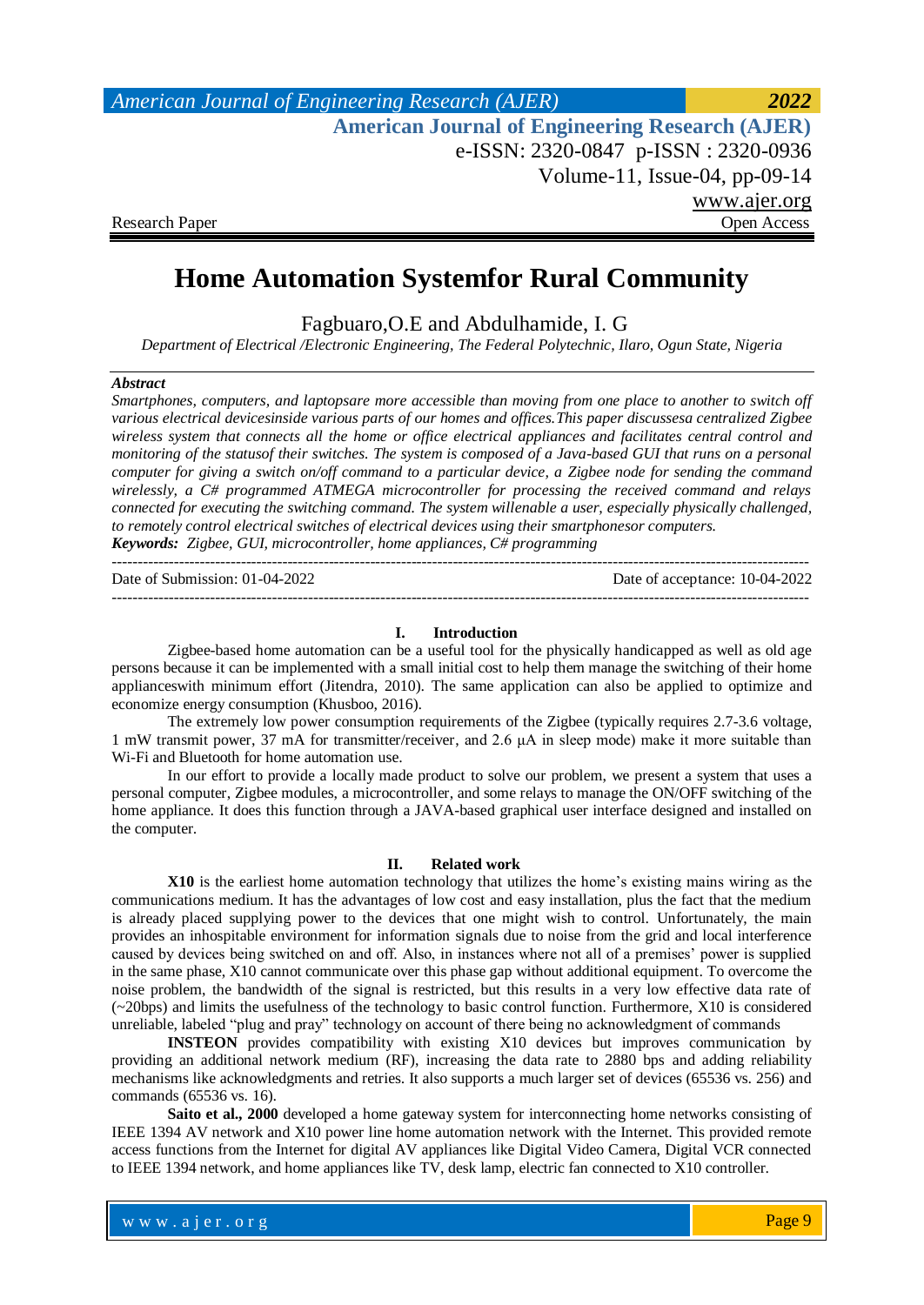Research Paper | Open Access

# Home Automation Systemfor Rural Community

Fagbuaro,O.E and Abdulhamide, I. G

*Department of Electrical /Electronic Engineering, The Federal Polytechnic, Ilaro, Ogun State, Nigeria*

***Abstract***

*Smartphones, computers, and laptopsare more accessible than moving from one place to another to switch off various electrical devicesinside various parts of our homes and offices.This paper discussesa centralized Zigbee wireless system that connects all the home or office electrical appliances and facilitates central control and monitoring of the statusof their switches. The system is composed of a Java-based GUI that runs on a personal computer for giving a switch on/off command to a particular device, a Zigbee node for sending the command wirelessly, a C# programmed ATMEGA microcontroller for processing the received command and relays connected for executing the switching command. The system willenable a user, especially physically challenged, to remotely control electrical switches of electrical devices using their smartphonesor computers.*

***Keywords:*** *Zigbee, GUI, microcontroller, home appliances, C# programming*

---

Date of Submission: 01-04-2022 | Date of acceptance: 10-04-2022

---

## I. Introduction

Zigbee-based home automation can be a useful tool for the physically handicapped as well as old age persons because it can be implemented with a small initial cost to help them manage the switching of their home applianceswith minimum effort (Jitendra, 2010). The same application can also be applied to optimize and economize energy consumption (Khusboo, 2016).

The extremely low power consumption requirements of the Zigbee (typically requires 2.7-3.6 voltage, 1 mW transmit power, 37 mA for transmitter/receiver, and 2.6 μA in sleep mode) make it more suitable than Wi-Fi and Bluetooth for home automation use.

In our effort to provide a locally made product to solve our problem, we present a system that uses a personal computer, Zigbee modules, a microcontroller, and some relays to manage the ON/OFF switching of the home appliance. It does this function through a JAVA-based graphical user interface designed and installed on the computer.

## II. Related work

**X10** is the earliest home automation technology that utilizes the home's existing mains wiring as the communications medium. It has the advantages of low cost and easy installation, plus the fact that the medium is already placed supplying power to the devices that one might wish to control. Unfortunately, the main provides an inhospitable environment for information signals due to noise from the grid and local interference caused by devices being switched on and off. Also, in instances where not all of a premises' power is supplied in the same phase, X10 cannot communicate over this phase gap without additional equipment. To overcome the noise problem, the bandwidth of the signal is restricted, but this results in a very low effective data rate of (~20bps) and limits the usefulness of the technology to basic control function. Furthermore, X10 is considered unreliable, labeled "plug and pray" technology on account of there being no acknowledgment of commands

**INSTEON** provides compatibility with existing X10 devices but improves communication by providing an additional network medium (RF), increasing the data rate to 2880 bps and adding reliability mechanisms like acknowledgments and retries. It also supports a much larger set of devices (65536 vs. 256) and commands (65536 vs. 16).

**Saito et al., 2000** developed a home gateway system for interconnecting home networks consisting of IEEE 1394 AV network and X10 power line home automation network with the Internet. This provided remote access functions from the Internet for digital AV appliances like Digital Video Camera, Digital VCR connected to IEEE 1394 network, and home appliances like TV, desk lamp, electric fan connected to X10 controller.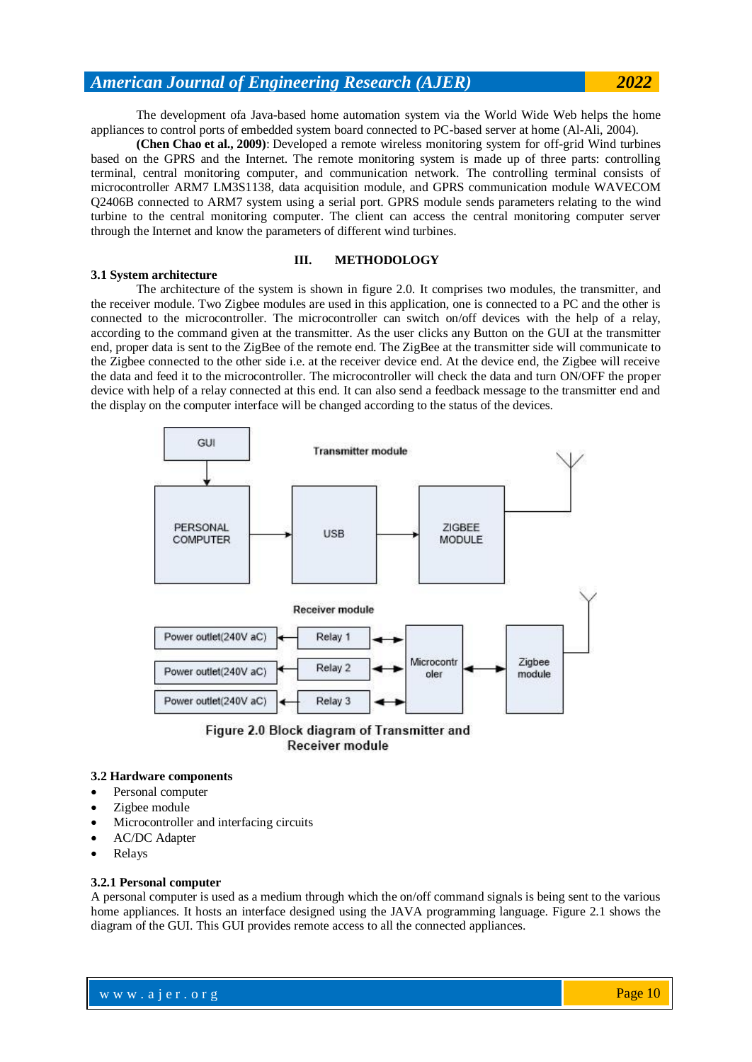The development ofa Java-based home automation system via the World Wide Web helps the home appliances to control ports of embedded system board connected to PC-based server at home (Al-Ali, 2004).

**(Chen Chao et al., 2009)**: Developed a remote wireless monitoring system for off-grid Wind turbines based on the GPRS and the Internet. The remote monitoring system is made up of three parts: controlling terminal, central monitoring computer, and communication network. The controlling terminal consists of microcontroller ARM7 LM3S1138, data acquisition module, and GPRS communication module WAVECOM Q2406B connected to ARM7 system using a serial port. GPRS module sends parameters relating to the wind turbine to the central monitoring computer. The client can access the central monitoring computer server through the Internet and know the parameters of different wind turbines.

## III. METHODOLOGY

### 3.1 System architecture

The architecture of the system is shown in figure 2.0. It comprises two modules, the transmitter, and the receiver module. Two Zigbee modules are used in this application, one is connected to a PC and the other is connected to the microcontroller. The microcontroller can switch on/off devices with the help of a relay, according to the command given at the transmitter. As the user clicks any Button on the GUI at the transmitter end, proper data is sent to the ZigBee of the remote end. The ZigBee at the transmitter side will communicate to the Zigbee connected to the other side i.e. at the receiver device end. At the device end, the Zigbee will receive the data and feed it to the microcontroller. The microcontroller will check the data and turn ON/OFF the proper device with help of a relay connected at this end. It can also send a feedback message to the transmitter end and the display on the computer interface will be changed according to the status of the devices.

Figure 2.0 Block diagram of Transmitter and Receiver module

### 3.2 Hardware components

- Personal computer
- Zigbee module
- Microcontroller and interfacing circuits
- AC/DC Adapter
- Relays

#### 3.2.1 Personal computer

A personal computer is used as a medium through which the on/off command signals is being sent to the various home appliances. It hosts an interface designed using the JAVA programming language. Figure 2.1 shows the diagram of the GUI. This GUI provides remote access to all the connected appliances.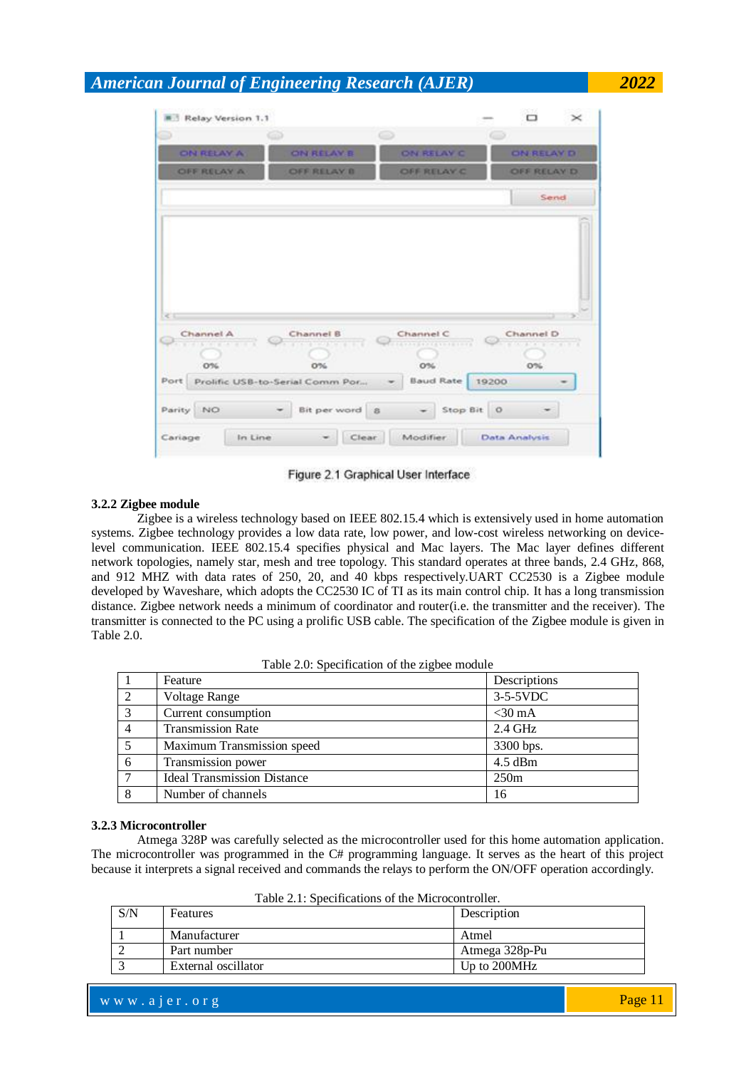Figure 2.1 Graphical User Interface

### 3.2.2 Zigbee module

Zigbee is a wireless technology based on IEEE 802.15.4 which is extensively used in home automation systems. Zigbee technology provides a low data rate, low power, and low-cost wireless networking on device-level communication. IEEE 802.15.4 specifies physical and Mac layers. The Mac layer defines different network topologies, namely star, mesh and tree topology. This standard operates at three bands, 2.4 GHz, 868, and 912 MHZ with data rates of 250, 20, and 40 kbps respectively.UART CC2530 is a Zigbee module developed by Waveshare, which adopts the CC2530 IC of TI as its main control chip. It has a long transmission distance. Zigbee network needs a minimum of coordinator and router(i.e. the transmitter and the receiver). The transmitter is connected to the PC using a prolific USB cable. The specification of the Zigbee module is given in Table 2.0.

Table 2.0: Specification of the zigbee module

| 1 | Feature | Descriptions |
|---|---|---|
| 2 | Voltage Range | 3-5-5VDC |
| 3 | Current consumption | <30 mA |
| 4 | Transmission Rate | 2.4 GHz |
| 5 | Maximum Transmission speed | 3300 bps. |
| 6 | Transmission power | 4.5 dBm |
| 7 | Ideal Transmission Distance | 250m |
| 8 | Number of channels | 16 |

### 3.2.3 Microcontroller

Atmega 328P was carefully selected as the microcontroller used for this home automation application. The microcontroller was programmed in the C# programming language. It serves as the heart of this project because it interprets a signal received and commands the relays to perform the ON/OFF operation accordingly.

Table 2.1: Specifications of the Microcontroller.

| S/N | Features | Description |
|---|---|---|
| 1 | Manufacturer | Atmel |
| 2 | Part number | Atmega 328p-Pu |
| 3 | External oscillator | Up to 200MHz |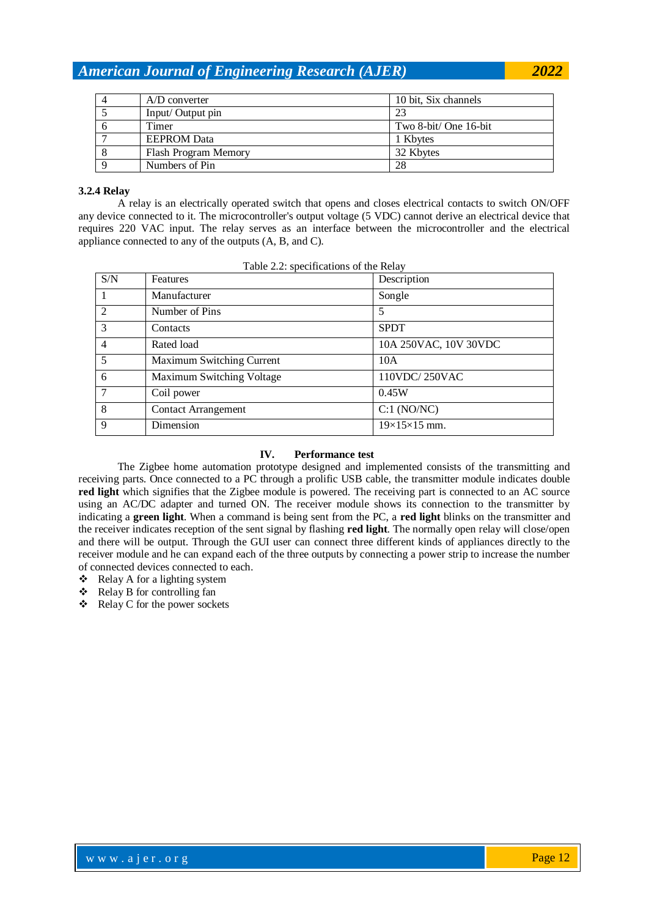| 4 | A/D converter | 10 bit, Six channels |
|---|---|---|
| 5 | Input/ Output pin | 23 |
| 6 | Timer | Two 8-bit/ One 16-bit |
| 7 | EEPROM Data | 1 Kbytes |
| 8 | Flash Program Memory | 32 Kbytes |
| 9 | Numbers of Pin | 28 |

**3.2.4 Relay**

A relay is an electrically operated switch that opens and closes electrical contacts to switch ON/OFF any device connected to it. The microcontroller's output voltage (5 VDC) cannot derive an electrical device that requires 220 VAC input. The relay serves as an interface between the microcontroller and the electrical appliance connected to any of the outputs (A, B, and C).

Table 2.2: specifications of the Relay

| S/N | Features | Description |
|---|---|---|
| 1 | Manufacturer | Songle |
| 2 | Number of Pins | 5 |
| 3 | Contacts | SPDT |
| 4 | Rated load | 10A 250VAC, 10V 30VDC |
| 5 | Maximum Switching Current | 10A |
| 6 | Maximum Switching Voltage | 110VDC/ 250VAC |
| 7 | Coil power | 0.45W |
| 8 | Contact Arrangement | C:1 (NO/NC) |
| 9 | Dimension | 19×15×15 mm. |

## IV. Performance test

The Zigbee home automation prototype designed and implemented consists of the transmitting and receiving parts. Once connected to a PC through a prolific USB cable, the transmitter module indicates double **red light** which signifies that the Zigbee module is powered. The receiving part is connected to an AC source using an AC/DC adapter and turned ON. The receiver module shows its connection to the transmitter by indicating a **green light**. When a command is being sent from the PC, a **red light** blinks on the transmitter and the receiver indicates reception of the sent signal by flashing **red light**. The normally open relay will close/open and there will be output. Through the GUI user can connect three different kinds of appliances directly to the receiver module and he can expand each of the three outputs by connecting a power strip to increase the number of connected devices connected to each.

- Relay A for a lighting system
- Relay B for controlling fan
- Relay C for the power sockets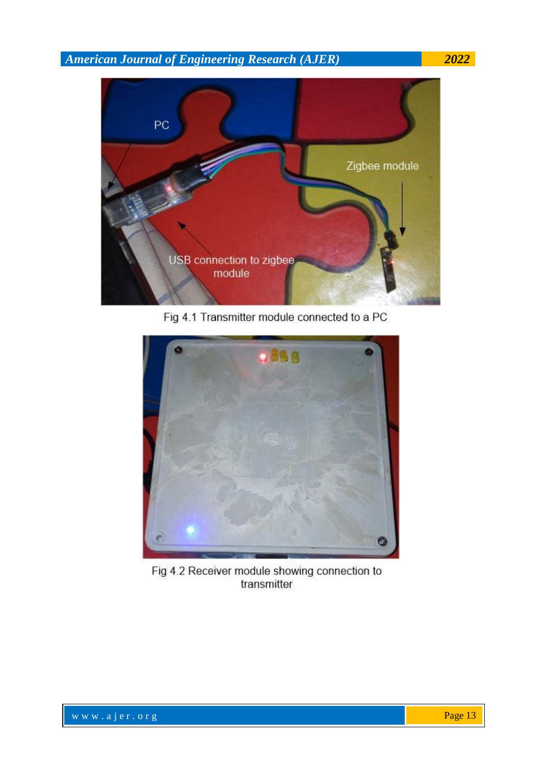Fig 4.1 Transmitter module connected to a PC

Fig 4.2 Receiver module showing connection to transmitter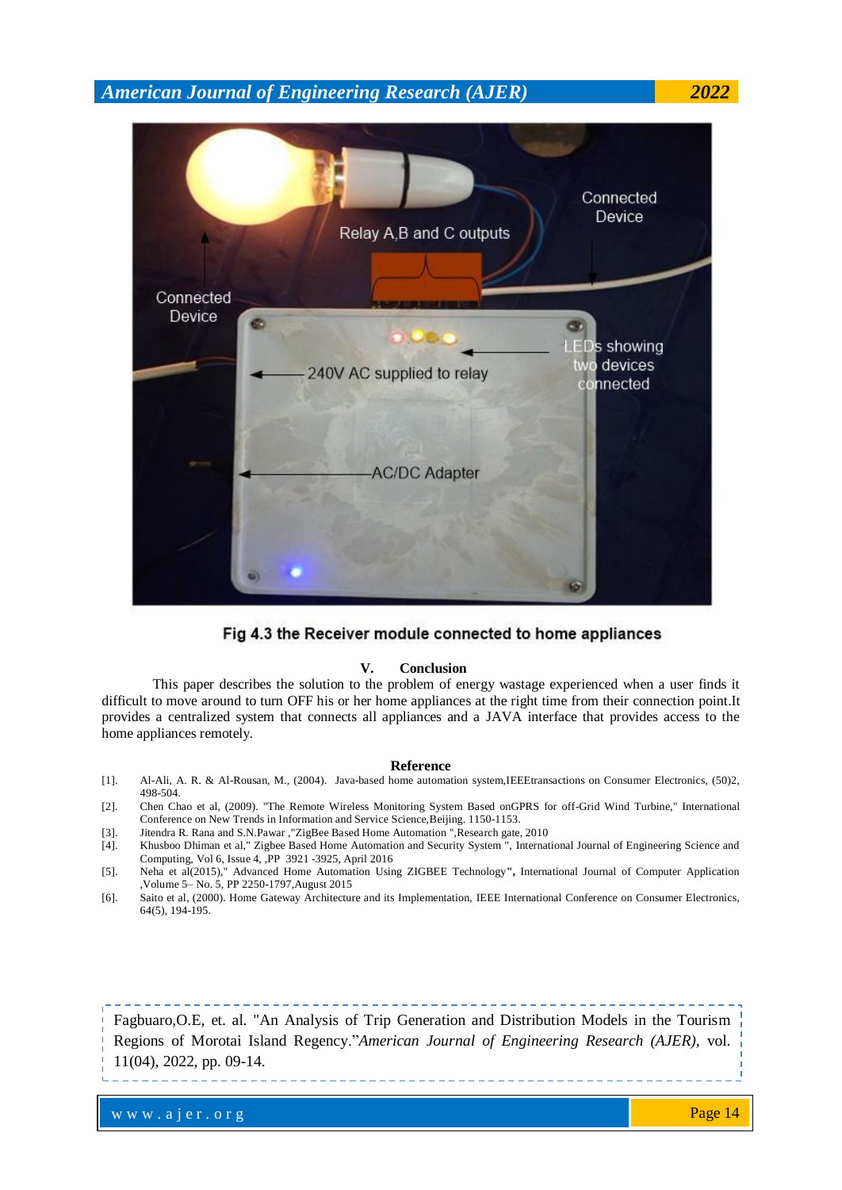Connected Device

Relay A,B and C outputs

Connected Device

LEDs showing two devices connected

240V AC supplied to relay

AC/DC Adapter

**Fig 4.3 the Receiver module connected to home appliances**

## V. Conclusion

This paper describes the solution to the problem of energy wastage experienced when a user finds it difficult to move around to turn OFF his or her home appliances at the right time from their connection point.It provides a centralized system that connects all appliances and a JAVA interface that provides access to the home appliances remotely.

## Reference

[1]. Al-Ali, A. R. & Al-Rousan, M., (2004). Java-based home automation system,IEEEtransactions on Consumer Electronics, (50)2, 498-504.

[2]. Chen Chao et al, (2009). "The Remote Wireless Monitoring System Based onGPRS for off-Grid Wind Turbine," International Conference on New Trends in Information and Service Science,Beijing. 1150-1153.

[3]. Jitendra R. Rana and S.N.Pawar ,"ZigBee Based Home Automation ",Research gate, 2010

[4]. Khusboo Dhiman et al," Zigbee Based Home Automation and Security System ", International Journal of Engineering Science and Computing, Vol 6, Issue 4, ,PP 3921 -3925, April 2016

[5]. Neha et al(2015)," Advanced Home Automation Using ZIGBEE Technology", International Journal of Computer Application ,Volume 5– No. 5, PP 2250-1797,August 2015

[6]. Saito et al, (2000). Home Gateway Architecture and its Implementation, IEEE International Conference on Consumer Electronics, 64(5), 194-195.

Fagbuaro,O.E, et. al. "An Analysis of Trip Generation and Distribution Models in the Tourism Regions of Morotai Island Regency."*American Journal of Engineering Research (AJER)*, vol. 11(04), 2022, pp. 09-14.